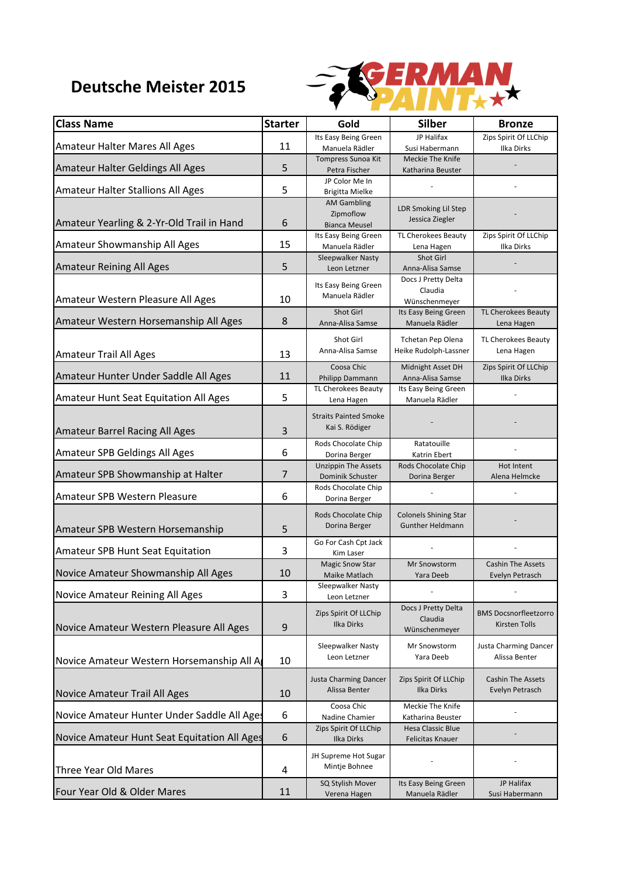# Deutsche Meister 2015

| Class Name | Starter | Gold | Silber | Bronze |
|---|---|---|---|---|
| Amateur Halter Mares All Ages | 11 | Its Easy Being Green<br>Manuela Rädler | JP Halifax<br>Susi Habermann | Zips Spirit Of LLChip<br>Ilka Dirks |
| Amateur Halter Geldings All Ages | 5 | Tompress Sunoa Kit<br>Petra Fischer | Meckie The Knife<br>Katharina Beuster | - |
| Amateur Halter Stallions All Ages | 5 | JP Color Me In<br>Brigitta Mielke | - | - |
| Amateur Yearling & 2-Yr-Old Trail in Hand | 6 | AM Gambling Zipmoflow<br>Bianca Meusel | LDR Smoking Lil Step<br>Jessica Ziegler | - |
| Amateur Showmanship All Ages | 15 | Its Easy Being Green<br>Manuela Rädler | TL Cherokees Beauty<br>Lena Hagen | Zips Spirit Of LLChip<br>Ilka Dirks |
| Amateur Reining All Ages | 5 | Sleepwalker Nasty<br>Leon Letzner | Shot Girl<br>Anna-Alisa Samse | - |
| Amateur Western Pleasure All Ages | 10 | Its Easy Being Green<br>Manuela Rädler | Docs J Pretty Delta<br>Claudia Wünschenmeyer | - |
| Amateur Western Horsemanship All Ages | 8 | Shot Girl<br>Anna-Alisa Samse | Its Easy Being Green<br>Manuela Rädler | TL Cherokees Beauty<br>Lena Hagen |
| Amateur Trail All Ages | 13 | Shot Girl<br>Anna-Alisa Samse | Tchetan Pep Olena<br>Heike Rudolph-Lassner | TL Cherokees Beauty<br>Lena Hagen |
| Amateur Hunter Under Saddle All Ages | 11 | Coosa Chic<br>Philipp Dammann | Midnight Asset DH<br>Anna-Alisa Samse | Zips Spirit Of LLChip<br>Ilka Dirks |
| Amateur Hunt Seat Equitation All Ages | 5 | TL Cherokees Beauty<br>Lena Hagen | Its Easy Being Green<br>Manuela Rädler | - |
| Amateur Barrel Racing All Ages | 3 | Straits Painted Smoke<br>Kai S. Rödiger | - | - |
| Amateur SPB Geldings All Ages | 6 | Rods Chocolate Chip<br>Dorina Berger | Ratatouille<br>Katrin Ebert | - |
| Amateur SPB Showmanship at Halter | 7 | Unzippin The Assets<br>Dominik Schuster | Rods Chocolate Chip<br>Dorina Berger | Hot Intent<br>Alena Helmcke |
| Amateur SPB Western Pleasure | 6 | Rods Chocolate Chip<br>Dorina Berger | - | - |
| Amateur SPB Western Horsemanship | 5 | Rods Chocolate Chip<br>Dorina Berger | Colonels Shining Star<br>Gunther Heldmann | - |
| Amateur SPB Hunt Seat Equitation | 3 | Go For Cash Cpt Jack<br>Kim Laser | - | - |
| Novice Amateur Showmanship All Ages | 10 | Magic Snow Star<br>Maike Matlach | Mr Snowstorm<br>Yara Deeb | Cashin The Assets<br>Evelyn Petrasch |
| Novice Amateur Reining All Ages | 3 | Sleepwalker Nasty<br>Leon Letzner | - | - |
| Novice Amateur Western Pleasure All Ages | 9 | Zips Spirit Of LLChip<br>Ilka Dirks | Docs J Pretty Delta<br>Claudia Wünschenmeyer | BMS Docsnorfleetzorro<br>Kirsten Tolls |
| Novice Amateur Western Horsemanship All Ages | 10 | Sleepwalker Nasty<br>Leon Letzner | Mr Snowstorm<br>Yara Deeb | Justa Charming Dancer<br>Alissa Benter |
| Novice Amateur Trail All Ages | 10 | Justa Charming Dancer<br>Alissa Benter | Zips Spirit Of LLChip<br>Ilka Dirks | Cashin The Assets<br>Evelyn Petrasch |
| Novice Amateur Hunter Under Saddle All Ages | 6 | Coosa Chic<br>Nadine Chamier | Meckie The Knife<br>Katharina Beuster | - |
| Novice Amateur Hunt Seat Equitation All Ages | 6 | Zips Spirit Of LLChip<br>Ilka Dirks | Hesa Classic Blue<br>Felicitas Knauer | - |
| Three Year Old Mares | 4 | JH Supreme Hot Sugar<br>Mintje Bohnee | - | - |
| Four Year Old & Older Mares | 11 | SQ Stylish Mover<br>Verena Hagen | Its Easy Being Green<br>Manuela Rädler | JP Halifax<br>Susi Habermann |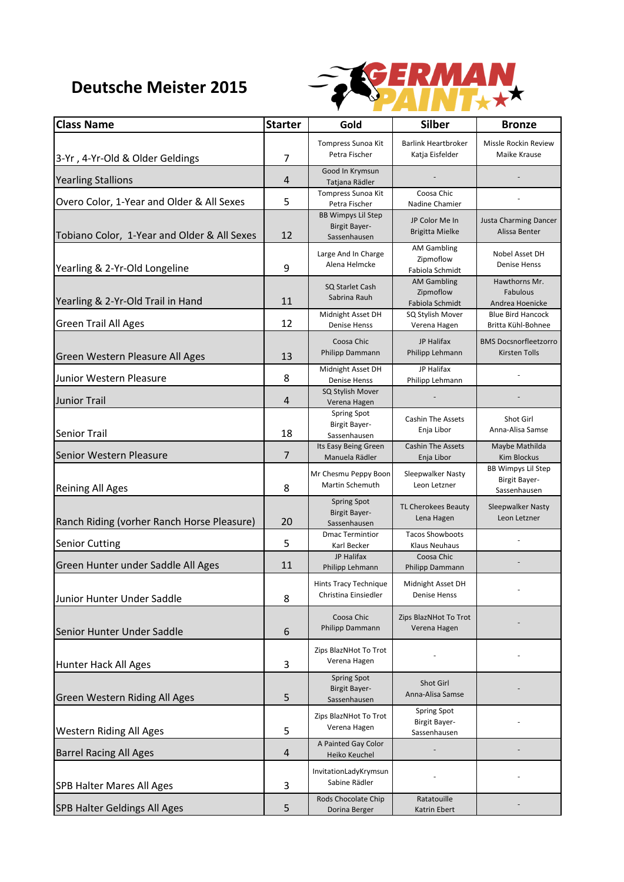# Deutsche Meister 2015

| Class Name | Starter | Gold | Silber | Bronze |
|---|---|---|---|---|
| 3-Yr , 4-Yr-Old & Older Geldings | 7 | Tompress Sunoa Kit Petra Fischer | Barlink Heartbroker Katja Eisfelder | Missle Rockin Review Maike Krause |
| Yearling Stallions | 4 | Good In Krymsun Tatjana Rädler | - | - |
| Overo Color, 1-Year and Older & All Sexes | 5 | Tompress Sunoa Kit Petra Fischer | Coosa Chic Nadine Chamier | - |
| Tobiano Color, 1-Year and Older & All Sexes | 12 | BB Wimpys Lil Step Birgit Bayer-Sassenhausen | JP Color Me In Brigitta Mielke | Justa Charming Dancer Alissa Benter |
| Yearling & 2-Yr-Old Longeline | 9 | Large And In Charge Alena Helmcke | AM Gambling Zipmoflow Fabiola Schmidt | Nobel Asset DH Denise Henss |
| Yearling & 2-Yr-Old Trail in Hand | 11 | SQ Starlet Cash Sabrina Rauh | AM Gambling Zipmoflow Fabiola Schmidt | Hawthorns Mr. Fabulous Andrea Hoenicke |
| Green Trail All Ages | 12 | Midnight Asset DH Denise Henss | SQ Stylish Mover Verena Hagen | Blue Bird Hancock Britta Kühl-Bohnee |
| Green Western Pleasure All Ages | 13 | Coosa Chic Philipp Dammann | JP Halifax Philipp Lehmann | BMS Docsnorfleetzorro Kirsten Tolls |
| Junior Western Pleasure | 8 | Midnight Asset DH Denise Henss | JP Halifax Philipp Lehmann | - |
| Junior Trail | 4 | SQ Stylish Mover Verena Hagen | - | - |
| Senior Trail | 18 | Spring Spot Birgit Bayer-Sassenhausen | Cashin The Assets Enja Libor | Shot Girl Anna-Alisa Samse |
| Senior Western Pleasure | 7 | Its Easy Being Green Manuela Rädler | Cashin The Assets Enja Libor | Maybe Mathilda Kim Blockus |
| Reining All Ages | 8 | Mr Chesmu Peppy Boon Martin Schemuth | Sleepwalker Nasty Leon Letzner | BB Wimpys Lil Step Birgit Bayer-Sassenhausen |
| Ranch Riding (vorher Ranch Horse Pleasure) | 20 | Spring Spot Birgit Bayer-Sassenhausen | TL Cherokees Beauty Lena Hagen | Sleepwalker Nasty Leon Letzner |
| Senior Cutting | 5 | Dmac Termintior Karl Becker | Tacos Showboots Klaus Neuhaus | - |
| Green Hunter under Saddle All Ages | 11 | JP Halifax Philipp Lehmann | Coosa Chic Philipp Dammann | - |
| Junior Hunter Under Saddle | 8 | Hints Tracy Technique Christina Einsiedler | Midnight Asset DH Denise Henss | - |
| Senior Hunter Under Saddle | 6 | Coosa Chic Philipp Dammann | Zips BlazNHot To Trot Verena Hagen | - |
| Hunter Hack All Ages | 3 | Zips BlazNHot To Trot Verena Hagen | - | - |
| Green Western Riding All Ages | 5 | Spring Spot Birgit Bayer-Sassenhausen | Shot Girl Anna-Alisa Samse | - |
| Western Riding All Ages | 5 | Zips BlazNHot To Trot Verena Hagen | Spring Spot Birgit Bayer-Sassenhausen | - |
| Barrel Racing All Ages | 4 | A Painted Gay Color Heiko Keuchel | - | - |
| SPB Halter Mares All Ages | 3 | InvitationLadyKrymsun Sabine Rädler | - | - |
| SPB Halter Geldings All Ages | 5 | Rods Chocolate Chip Dorina Berger | Ratatouille Katrin Ebert | - |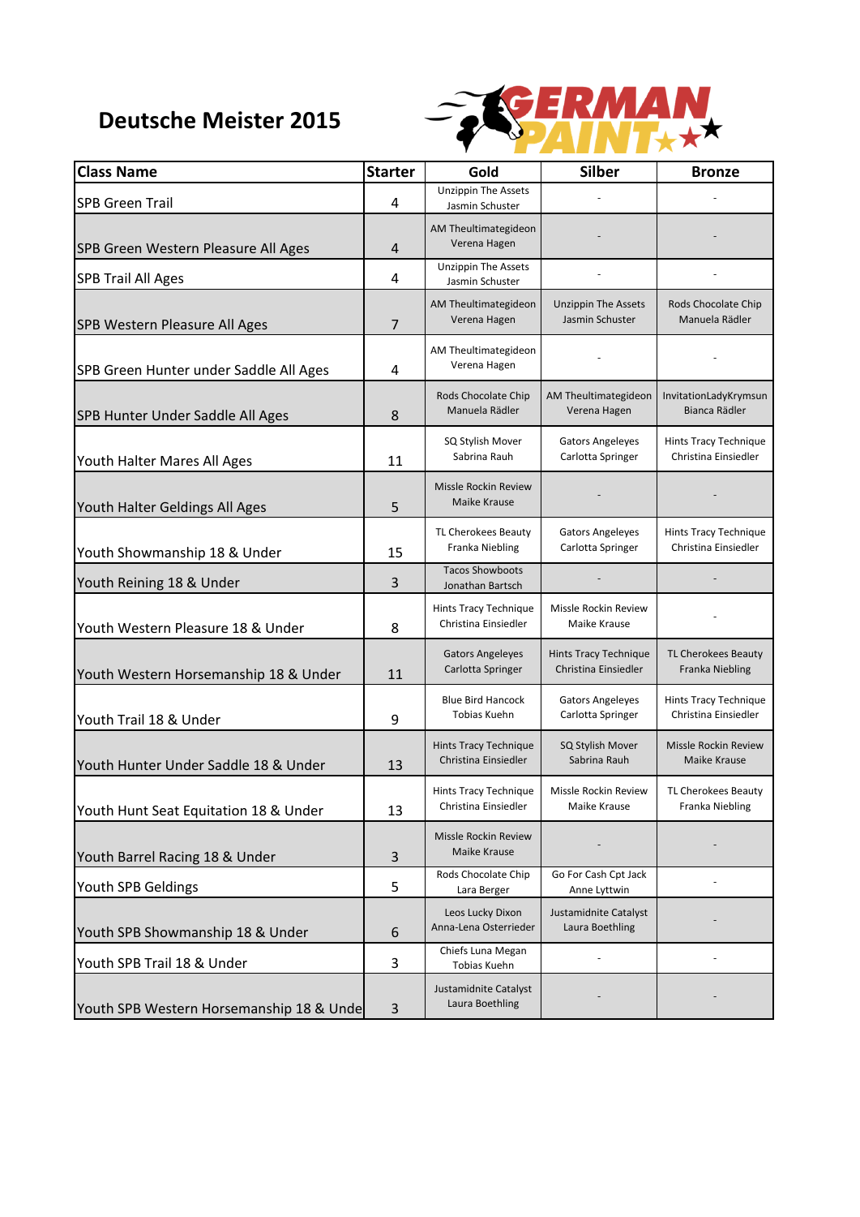# Deutsche Meister 2015

GERMAN PAINT

| Class Name | Starter | Gold | Silber | Bronze |
|---|---|---|---|---|
| SPB Green Trail | 4 | Unzippin The Assets<br>Jasmin Schuster | - | - |
| SPB Green Western Pleasure All Ages | 4 | AM Theultimategideon<br>Verena Hagen | - | - |
| SPB Trail All Ages | 4 | Unzippin The Assets<br>Jasmin Schuster | - | - |
| SPB Western Pleasure All Ages | 7 | AM Theultimategideon<br>Verena Hagen | Unzippin The Assets<br>Jasmin Schuster | Rods Chocolate Chip<br>Manuela Rädler |
| SPB Green Hunter under Saddle All Ages | 4 | AM Theultimategideon<br>Verena Hagen | - | - |
| SPB Hunter Under Saddle All Ages | 8 | Rods Chocolate Chip<br>Manuela Rädler | AM Theultimategideon<br>Verena Hagen | InvitationLadyKrymsun<br>Bianca Rädler |
| Youth Halter Mares All Ages | 11 | SQ Stylish Mover<br>Sabrina Rauh | Gators Angeleyes<br>Carlotta Springer | Hints Tracy Technique<br>Christina Einsiedler |
| Youth Halter Geldings All Ages | 5 | Missle Rockin Review<br>Maike Krause | - | - |
| Youth Showmanship 18 & Under | 15 | TL Cherokees Beauty<br>Franka Niebling | Gators Angeleyes<br>Carlotta Springer | Hints Tracy Technique<br>Christina Einsiedler |
| Youth Reining 18 & Under | 3 | Tacos Showboots<br>Jonathan Bartsch | - | - |
| Youth Western Pleasure 18 & Under | 8 | Hints Tracy Technique<br>Christina Einsiedler | Missle Rockin Review<br>Maike Krause | - |
| Youth Western Horsemanship 18 & Under | 11 | Gators Angeleyes<br>Carlotta Springer | Hints Tracy Technique<br>Christina Einsiedler | TL Cherokees Beauty<br>Franka Niebling |
| Youth Trail 18 & Under | 9 | Blue Bird Hancock<br>Tobias Kuehn | Gators Angeleyes<br>Carlotta Springer | Hints Tracy Technique<br>Christina Einsiedler |
| Youth Hunter Under Saddle 18 & Under | 13 | Hints Tracy Technique<br>Christina Einsiedler | SQ Stylish Mover<br>Sabrina Rauh | Missle Rockin Review<br>Maike Krause |
| Youth Hunt Seat Equitation 18 & Under | 13 | Hints Tracy Technique<br>Christina Einsiedler | Missle Rockin Review<br>Maike Krause | TL Cherokees Beauty<br>Franka Niebling |
| Youth Barrel Racing 18 & Under | 3 | Missle Rockin Review<br>Maike Krause | - | - |
| Youth SPB Geldings | 5 | Rods Chocolate Chip<br>Lara Berger | Go For Cash Cpt Jack<br>Anne Lyttwin | - |
| Youth SPB Showmanship 18 & Under | 6 | Leos Lucky Dixon<br>Anna-Lena Osterrieder | Justamidnite Catalyst<br>Laura Boethling | - |
| Youth SPB Trail 18 & Under | 3 | Chiefs Luna Megan<br>Tobias Kuehn | - | - |
| Youth SPB Western Horsemanship 18 & Unde | 3 | Justamidnite Catalyst<br>Laura Boethling | - | - |